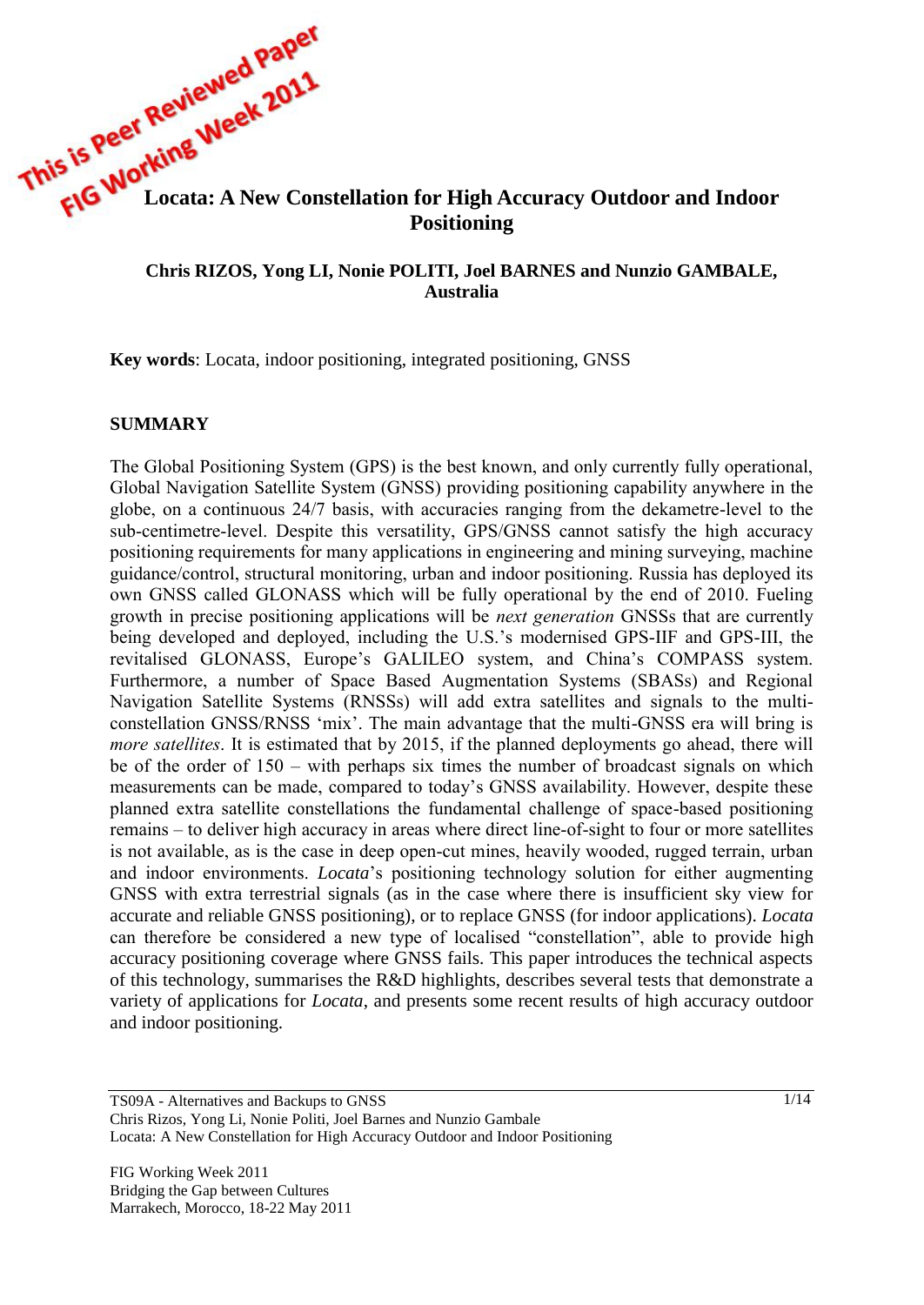This is Peer Reviewed Paper
FIG Working Week 2011

# Locata: A New Constellation for High Accuracy Outdoor and Indoor Positioning

**Chris RIZOS, Yong LI, Nonie POLITI, Joel BARNES and Nunzio GAMBALE, Australia**

**Key words**: Locata, indoor positioning, integrated positioning, GNSS

## SUMMARY

The Global Positioning System (GPS) is the best known, and only currently fully operational, Global Navigation Satellite System (GNSS) providing positioning capability anywhere in the globe, on a continuous 24/7 basis, with accuracies ranging from the dekametre-level to the sub-centimetre-level. Despite this versatility, GPS/GNSS cannot satisfy the high accuracy positioning requirements for many applications in engineering and mining surveying, machine guidance/control, structural monitoring, urban and indoor positioning. Russia has deployed its own GNSS called GLONASS which will be fully operational by the end of 2010. Fueling growth in precise positioning applications will be *next generation* GNSSs that are currently being developed and deployed, including the U.S.'s modernised GPS-IIF and GPS-III, the revitalised GLONASS, Europe's GALILEO system, and China's COMPASS system. Furthermore, a number of Space Based Augmentation Systems (SBASs) and Regional Navigation Satellite Systems (RNSSs) will add extra satellites and signals to the multi-constellation GNSS/RNSS 'mix'. The main advantage that the multi-GNSS era will bring is *more satellites*. It is estimated that by 2015, if the planned deployments go ahead, there will be of the order of 150 – with perhaps six times the number of broadcast signals on which measurements can be made, compared to today's GNSS availability. However, despite these planned extra satellite constellations the fundamental challenge of space-based positioning remains – to deliver high accuracy in areas where direct line-of-sight to four or more satellites is not available, as is the case in deep open-cut mines, heavily wooded, rugged terrain, urban and indoor environments. *Locata*'s positioning technology solution for either augmenting GNSS with extra terrestrial signals (as in the case where there is insufficient sky view for accurate and reliable GNSS positioning), or to replace GNSS (for indoor applications). *Locata* can therefore be considered a new type of localised "constellation", able to provide high accuracy positioning coverage where GNSS fails. This paper introduces the technical aspects of this technology, summarises the R&D highlights, describes several tests that demonstrate a variety of applications for *Locata*, and presents some recent results of high accuracy outdoor and indoor positioning.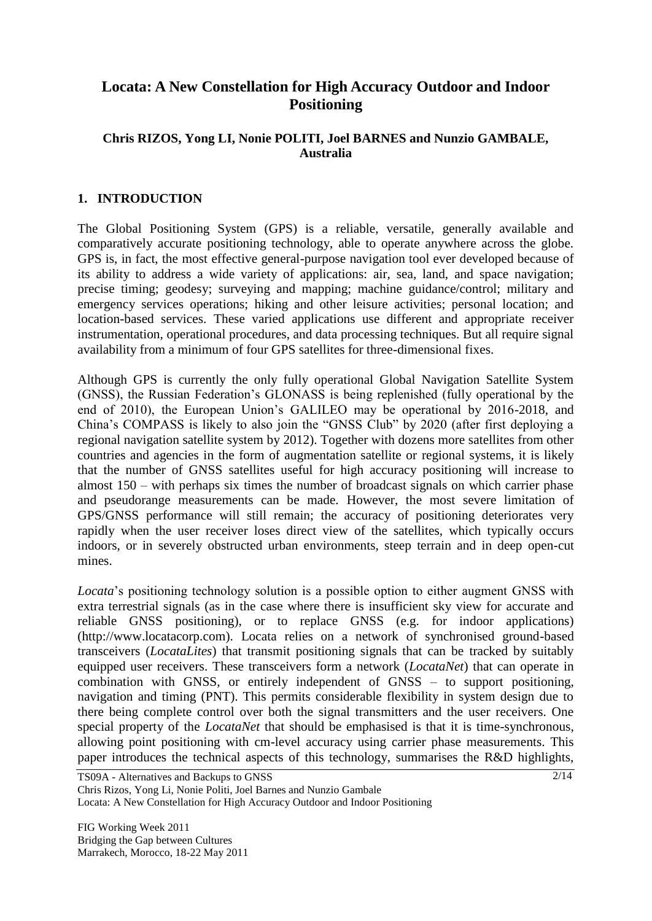# Locata: A New Constellation for High Accuracy Outdoor and Indoor Positioning

**Chris RIZOS, Yong LI, Nonie POLITI, Joel BARNES and Nunzio GAMBALE, Australia**

## 1. INTRODUCTION

The Global Positioning System (GPS) is a reliable, versatile, generally available and comparatively accurate positioning technology, able to operate anywhere across the globe. GPS is, in fact, the most effective general-purpose navigation tool ever developed because of its ability to address a wide variety of applications: air, sea, land, and space navigation; precise timing; geodesy; surveying and mapping; machine guidance/control; military and emergency services operations; hiking and other leisure activities; personal location; and location-based services. These varied applications use different and appropriate receiver instrumentation, operational procedures, and data processing techniques. But all require signal availability from a minimum of four GPS satellites for three-dimensional fixes.

Although GPS is currently the only fully operational Global Navigation Satellite System (GNSS), the Russian Federation's GLONASS is being replenished (fully operational by the end of 2010), the European Union's GALILEO may be operational by 2016-2018, and China's COMPASS is likely to also join the "GNSS Club" by 2020 (after first deploying a regional navigation satellite system by 2012). Together with dozens more satellites from other countries and agencies in the form of augmentation satellite or regional systems, it is likely that the number of GNSS satellites useful for high accuracy positioning will increase to almost 150 – with perhaps six times the number of broadcast signals on which carrier phase and pseudorange measurements can be made. However, the most severe limitation of GPS/GNSS performance will still remain; the accuracy of positioning deteriorates very rapidly when the user receiver loses direct view of the satellites, which typically occurs indoors, or in severely obstructed urban environments, steep terrain and in deep open-cut mines.

*Locata*'s positioning technology solution is a possible option to either augment GNSS with extra terrestrial signals (as in the case where there is insufficient sky view for accurate and reliable GNSS positioning), or to replace GNSS (e.g. for indoor applications) (http://www.locatacorp.com). Locata relies on a network of synchronised ground-based transceivers (*LocataLites*) that transmit positioning signals that can be tracked by suitably equipped user receivers. These transceivers form a network (*LocataNet*) that can operate in combination with GNSS, or entirely independent of GNSS – to support positioning, navigation and timing (PNT). This permits considerable flexibility in system design due to there being complete control over both the signal transmitters and the user receivers. One special property of the *LocataNet* that should be emphasised is that it is time-synchronous, allowing point positioning with cm-level accuracy using carrier phase measurements. This paper introduces the technical aspects of this technology, summarises the R&D highlights,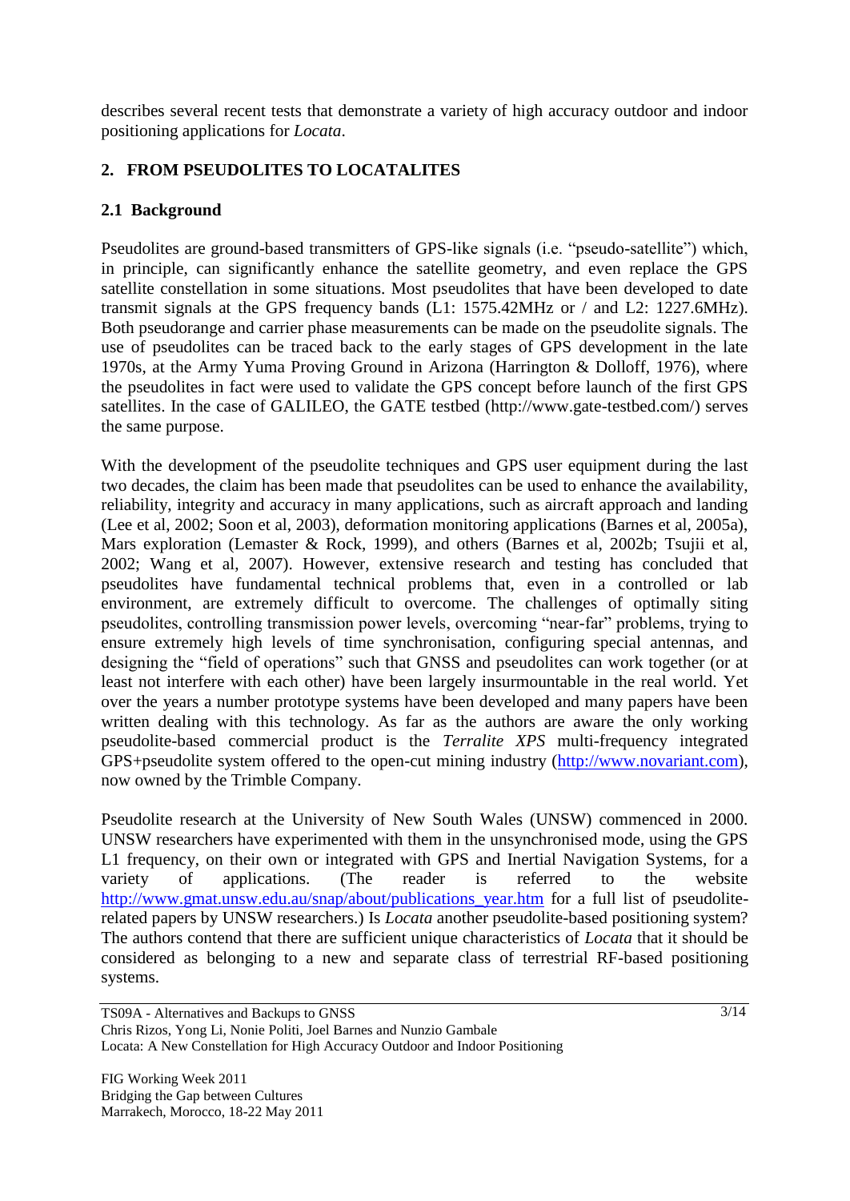describes several recent tests that demonstrate a variety of high accuracy outdoor and indoor positioning applications for *Locata*.

## 2. FROM PSEUDOLITES TO LOCATALITES

### 2.1 Background

Pseudolites are ground-based transmitters of GPS-like signals (i.e. "pseudo-satellite") which, in principle, can significantly enhance the satellite geometry, and even replace the GPS satellite constellation in some situations. Most pseudolites that have been developed to date transmit signals at the GPS frequency bands (L1: 1575.42MHz or / and L2: 1227.6MHz). Both pseudorange and carrier phase measurements can be made on the pseudolite signals. The use of pseudolites can be traced back to the early stages of GPS development in the late 1970s, at the Army Yuma Proving Ground in Arizona (Harrington & Dolloff, 1976), where the pseudolites in fact were used to validate the GPS concept before launch of the first GPS satellites. In the case of GALILEO, the GATE testbed (http://www.gate-testbed.com/) serves the same purpose.

With the development of the pseudolite techniques and GPS user equipment during the last two decades, the claim has been made that pseudolites can be used to enhance the availability, reliability, integrity and accuracy in many applications, such as aircraft approach and landing (Lee et al, 2002; Soon et al, 2003), deformation monitoring applications (Barnes et al, 2005a), Mars exploration (Lemaster & Rock, 1999), and others (Barnes et al, 2002b; Tsujii et al, 2002; Wang et al, 2007). However, extensive research and testing has concluded that pseudolites have fundamental technical problems that, even in a controlled or lab environment, are extremely difficult to overcome. The challenges of optimally siting pseudolites, controlling transmission power levels, overcoming "near-far" problems, trying to ensure extremely high levels of time synchronisation, configuring special antennas, and designing the "field of operations" such that GNSS and pseudolites can work together (or at least not interfere with each other) have been largely insurmountable in the real world. Yet over the years a number prototype systems have been developed and many papers have been written dealing with this technology. As far as the authors are aware the only working pseudolite-based commercial product is the *Terralite XPS* multi-frequency integrated GPS+pseudolite system offered to the open-cut mining industry (http://www.novariant.com), now owned by the Trimble Company.

Pseudolite research at the University of New South Wales (UNSW) commenced in 2000. UNSW researchers have experimented with them in the unsynchronised mode, using the GPS L1 frequency, on their own or integrated with GPS and Inertial Navigation Systems, for a variety of applications. (The reader is referred to the website http://www.gmat.unsw.edu.au/snap/about/publications_year.htm for a full list of pseudolite-related papers by UNSW researchers.) Is *Locata* another pseudolite-based positioning system? The authors contend that there are sufficient unique characteristics of *Locata* that it should be considered as belonging to a new and separate class of terrestrial RF-based positioning systems.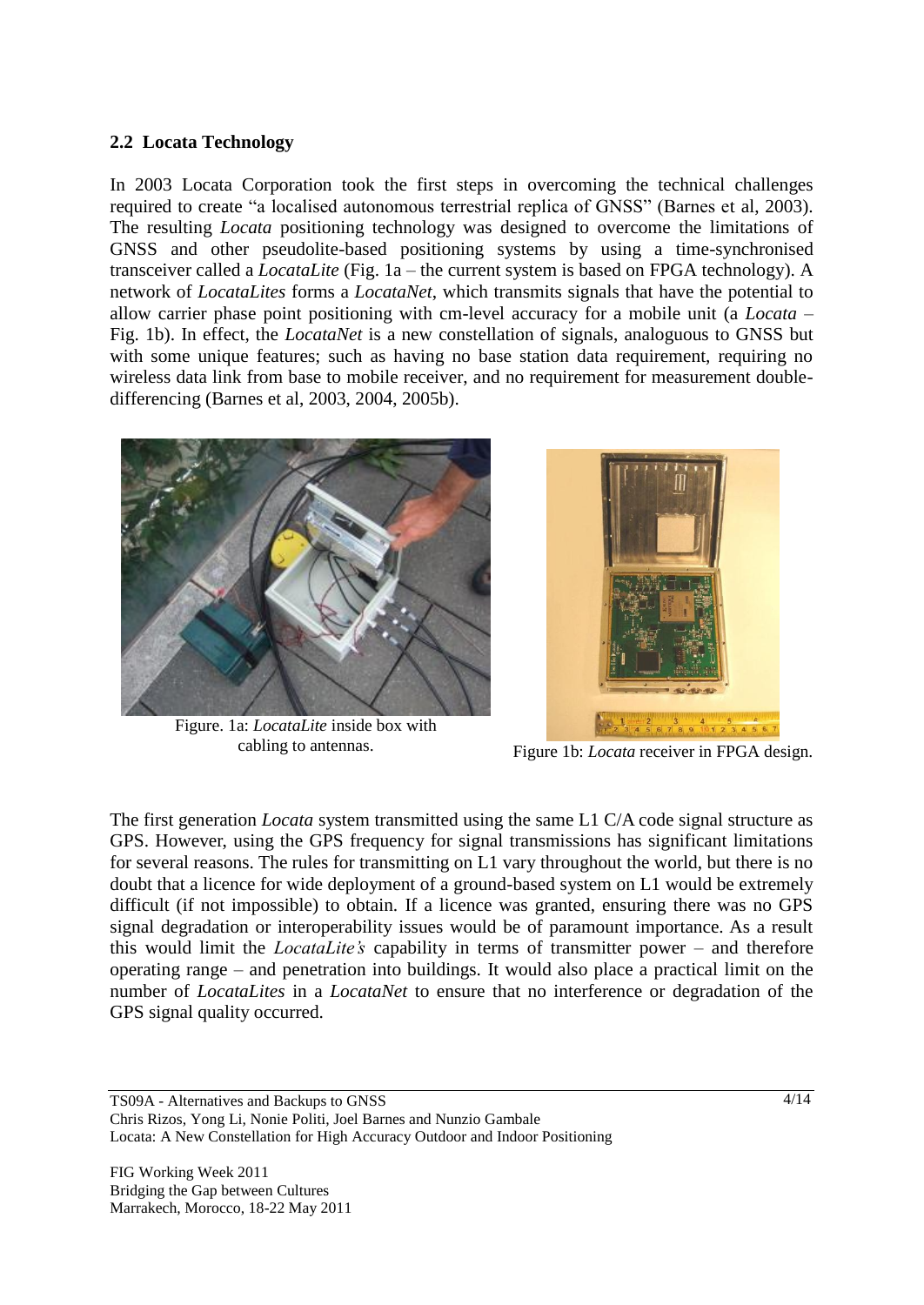### 2.2 Locata Technology

In 2003 Locata Corporation took the first steps in overcoming the technical challenges required to create "a localised autonomous terrestrial replica of GNSS" (Barnes et al, 2003). The resulting *Locata* positioning technology was designed to overcome the limitations of GNSS and other pseudolite-based positioning systems by using a time-synchronised transceiver called a *LocataLite* (Fig. 1a – the current system is based on FPGA technology). A network of *LocataLites* forms a *LocataNet*, which transmits signals that have the potential to allow carrier phase point positioning with cm-level accuracy for a mobile unit (a *Locata* – Fig. 1b). In effect, the *LocataNet* is a new constellation of signals, analoguous to GNSS but with some unique features; such as having no base station data requirement, requiring no wireless data link from base to mobile receiver, and no requirement for measurement double-differencing (Barnes et al, 2003, 2004, 2005b).

Figure. 1a: *LocataLite* inside box with cabling to antennas.

Figure 1b: *Locata* receiver in FPGA design.

The first generation *Locata* system transmitted using the same L1 C/A code signal structure as GPS. However, using the GPS frequency for signal transmissions has significant limitations for several reasons. The rules for transmitting on L1 vary throughout the world, but there is no doubt that a licence for wide deployment of a ground-based system on L1 would be extremely difficult (if not impossible) to obtain. If a licence was granted, ensuring there was no GPS signal degradation or interoperability issues would be of paramount importance. As a result this would limit the *LocataLite's* capability in terms of transmitter power – and therefore operating range – and penetration into buildings. It would also place a practical limit on the number of *LocataLites* in a *LocataNet* to ensure that no interference or degradation of the GPS signal quality occurred.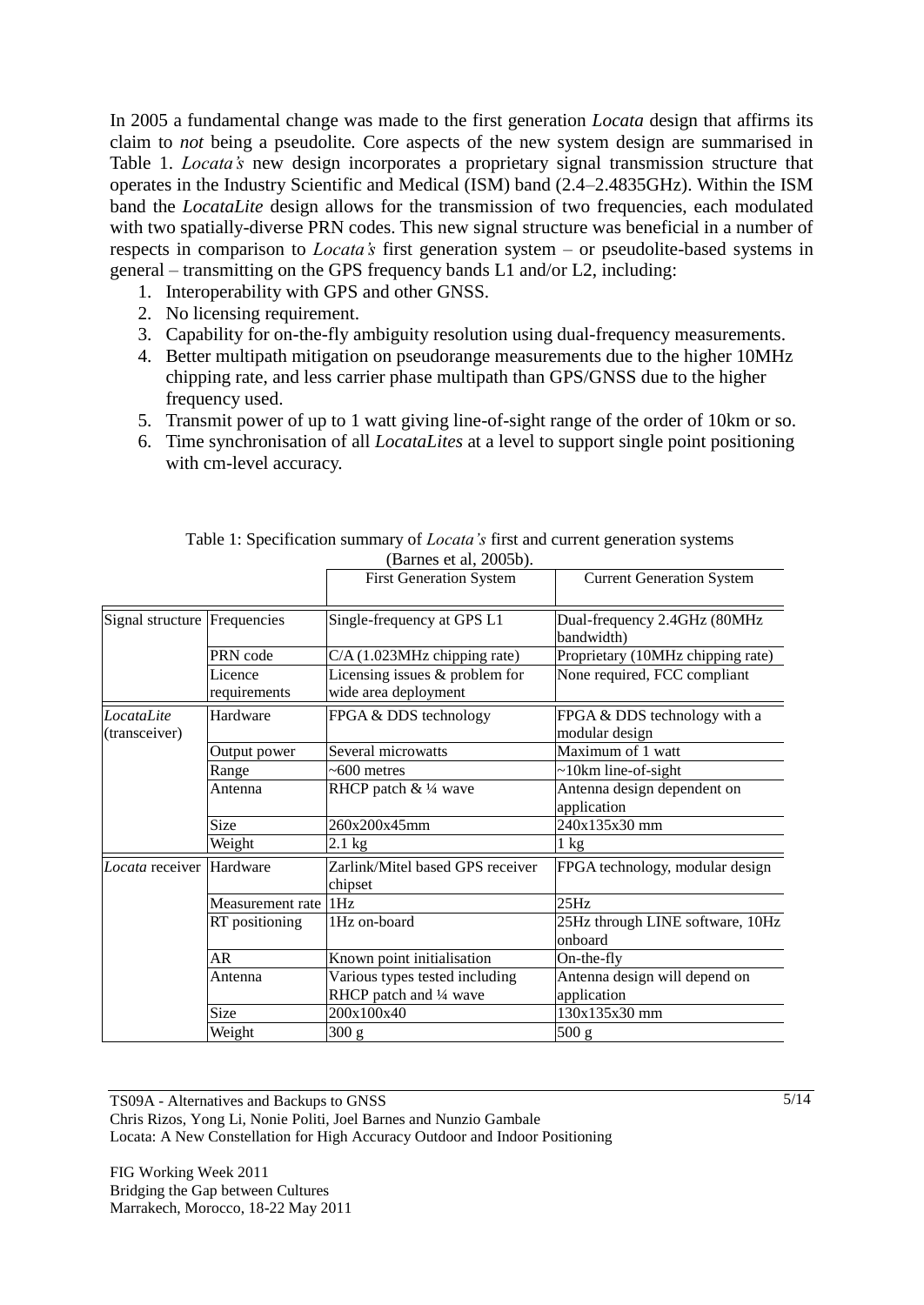In 2005 a fundamental change was made to the first generation *Locata* design that affirms its claim to *not* being a pseudolite. Core aspects of the new system design are summarised in Table 1. *Locata's* new design incorporates a proprietary signal transmission structure that operates in the Industry Scientific and Medical (ISM) band (2.4–2.4835GHz). Within the ISM band the *LocataLite* design allows for the transmission of two frequencies, each modulated with two spatially-diverse PRN codes. This new signal structure was beneficial in a number of respects in comparison to *Locata's* first generation system – or pseudolite-based systems in general – transmitting on the GPS frequency bands L1 and/or L2, including:

1. Interoperability with GPS and other GNSS.
2. No licensing requirement.
3. Capability for on-the-fly ambiguity resolution using dual-frequency measurements.
4. Better multipath mitigation on pseudorange measurements due to the higher 10MHz chipping rate, and less carrier phase multipath than GPS/GNSS due to the higher frequency used.
5. Transmit power of up to 1 watt giving line-of-sight range of the order of 10km or so.
6. Time synchronisation of all *LocataLites* at a level to support single point positioning with cm-level accuracy.

Table 1: Specification summary of *Locata's* first and current generation systems (Barnes et al, 2005b).

| | | First Generation System | Current Generation System |
|---|---|---|---|
| Signal structure | Frequencies | Single-frequency at GPS L1 | Dual-frequency 2.4GHz (80MHz bandwidth) |
| | PRN code | C/A (1.023MHz chipping rate) | Proprietary (10MHz chipping rate) |
| | Licence requirements | Licensing issues & problem for wide area deployment | None required, FCC compliant |
| *LocataLite* (transceiver) | Hardware | FPGA & DDS technology | FPGA & DDS technology with a modular design |
| | Output power | Several microwatts | Maximum of 1 watt |
| | Range | ~600 metres | ~10km line-of-sight |
| | Antenna | RHCP patch & ¼ wave | Antenna design dependent on application |
| | Size | 260x200x45mm | 240x135x30 mm |
| | Weight | 2.1 kg | 1 kg |
| *Locata* receiver | Hardware | Zarlink/Mitel based GPS receiver chipset | FPGA technology, modular design |
| | Measurement rate | 1Hz | 25Hz |
| | RT positioning | 1Hz on-board | 25Hz through LINE software, 10Hz onboard |
| | AR | Known point initialisation | On-the-fly |
| | Antenna | Various types tested including RHCP patch and ¼ wave | Antenna design will depend on application |
| | Size | 200x100x40 | 130x135x30 mm |
| | Weight | 300 g | 500 g |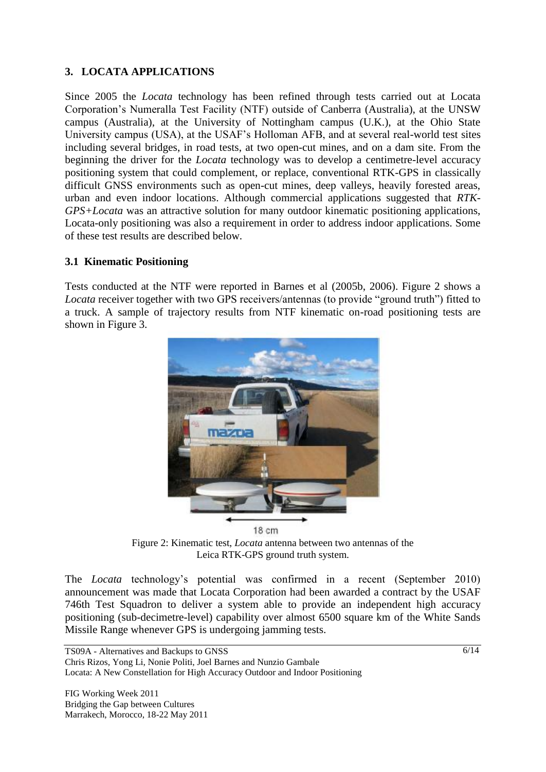## 3. LOCATA APPLICATIONS

Since 2005 the *Locata* technology has been refined through tests carried out at Locata Corporation's Numeralla Test Facility (NTF) outside of Canberra (Australia), at the UNSW campus (Australia), at the University of Nottingham campus (U.K.), at the Ohio State University campus (USA), at the USAF's Holloman AFB, and at several real-world test sites including several bridges, in road tests, at two open-cut mines, and on a dam site. From the beginning the driver for the *Locata* technology was to develop a centimetre-level accuracy positioning system that could complement, or replace, conventional RTK-GPS in classically difficult GNSS environments such as open-cut mines, deep valleys, heavily forested areas, urban and even indoor locations. Although commercial applications suggested that *RTK-GPS+Locata* was an attractive solution for many outdoor kinematic positioning applications, Locata-only positioning was also a requirement in order to address indoor applications. Some of these test results are described below.

### 3.1 Kinematic Positioning

Tests conducted at the NTF were reported in Barnes et al (2005b, 2006). Figure 2 shows a *Locata* receiver together with two GPS receivers/antennas (to provide "ground truth") fitted to a truck. A sample of trajectory results from NTF kinematic on-road positioning tests are shown in Figure 3.

18 cm

Figure 2: Kinematic test, *Locata* antenna between two antennas of the Leica RTK-GPS ground truth system.

The *Locata* technology's potential was confirmed in a recent (September 2010) announcement was made that Locata Corporation had been awarded a contract by the USAF 746th Test Squadron to deliver a system able to provide an independent high accuracy positioning (sub-decimetre-level) capability over almost 6500 square km of the White Sands Missile Range whenever GPS is undergoing jamming tests.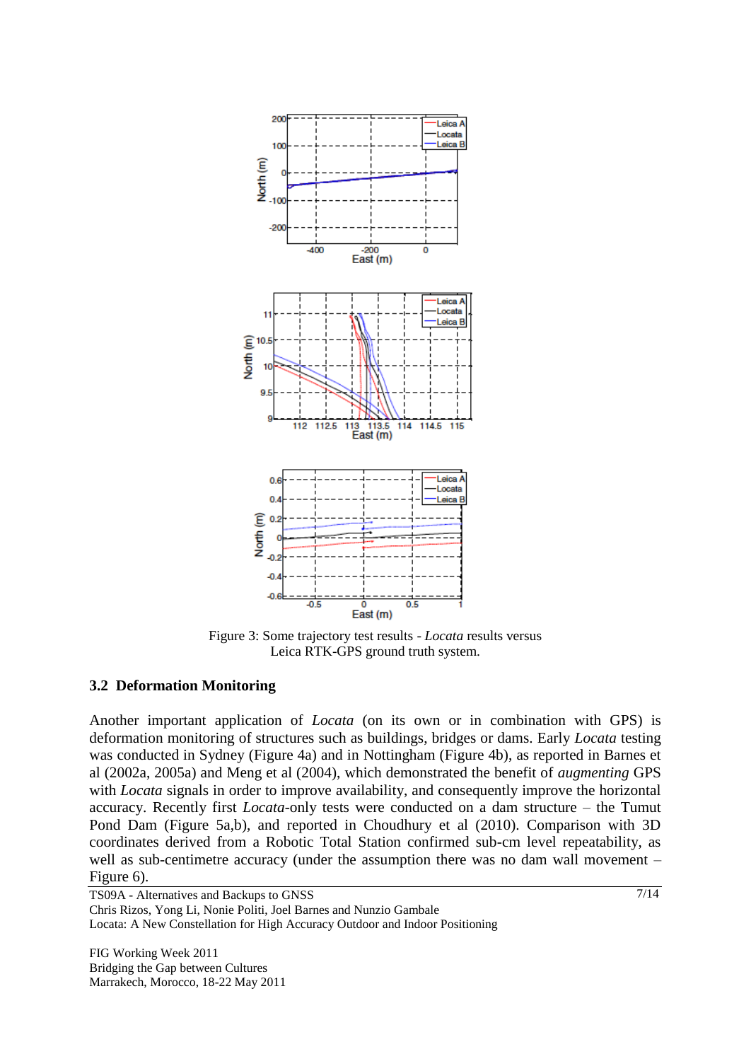Figure 3: Some trajectory test results - *Locata* results versus Leica RTK-GPS ground truth system.

### 3.2 Deformation Monitoring

Another important application of *Locata* (on its own or in combination with GPS) is deformation monitoring of structures such as buildings, bridges or dams. Early *Locata* testing was conducted in Sydney (Figure 4a) and in Nottingham (Figure 4b), as reported in Barnes et al (2002a, 2005a) and Meng et al (2004), which demonstrated the benefit of *augmenting* GPS with *Locata* signals in order to improve availability, and consequently improve the horizontal accuracy. Recently first *Locata*-only tests were conducted on a dam structure – the Tumut Pond Dam (Figure 5a,b), and reported in Choudhury et al (2010). Comparison with 3D coordinates derived from a Robotic Total Station confirmed sub-cm level repeatability, as well as sub-centimetre accuracy (under the assumption there was no dam wall movement – Figure 6).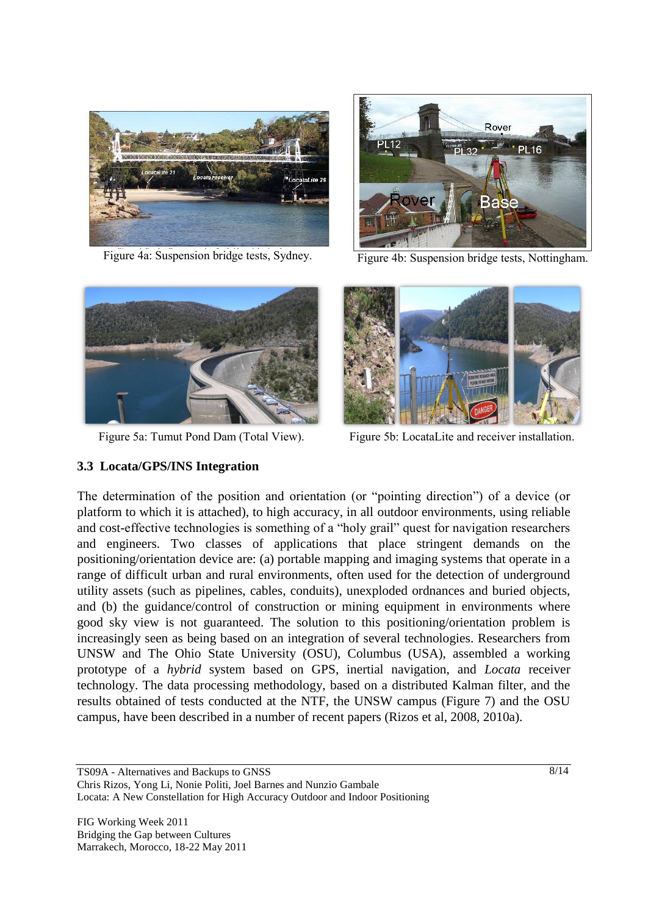Figure 4a: Suspension bridge tests, Sydney.

Figure 4b: Suspension bridge tests, Nottingham.

Figure 5a: Tumut Pond Dam (Total View).

Figure 5b: LocataLite and receiver installation.

### 3.3 Locata/GPS/INS Integration

The determination of the position and orientation (or "pointing direction") of a device (or platform to which it is attached), to high accuracy, in all outdoor environments, using reliable and cost-effective technologies is something of a "holy grail" quest for navigation researchers and engineers. Two classes of applications that place stringent demands on the positioning/orientation device are: (a) portable mapping and imaging systems that operate in a range of difficult urban and rural environments, often used for the detection of underground utility assets (such as pipelines, cables, conduits), unexploded ordnances and buried objects, and (b) the guidance/control of construction or mining equipment in environments where good sky view is not guaranteed. The solution to this positioning/orientation problem is increasingly seen as being based on an integration of several technologies. Researchers from UNSW and The Ohio State University (OSU), Columbus (USA), assembled a working prototype of a *hybrid* system based on GPS, inertial navigation, and *Locata* receiver technology. The data processing methodology, based on a distributed Kalman filter, and the results obtained of tests conducted at the NTF, the UNSW campus (Figure 7) and the OSU campus, have been described in a number of recent papers (Rizos et al, 2008, 2010a).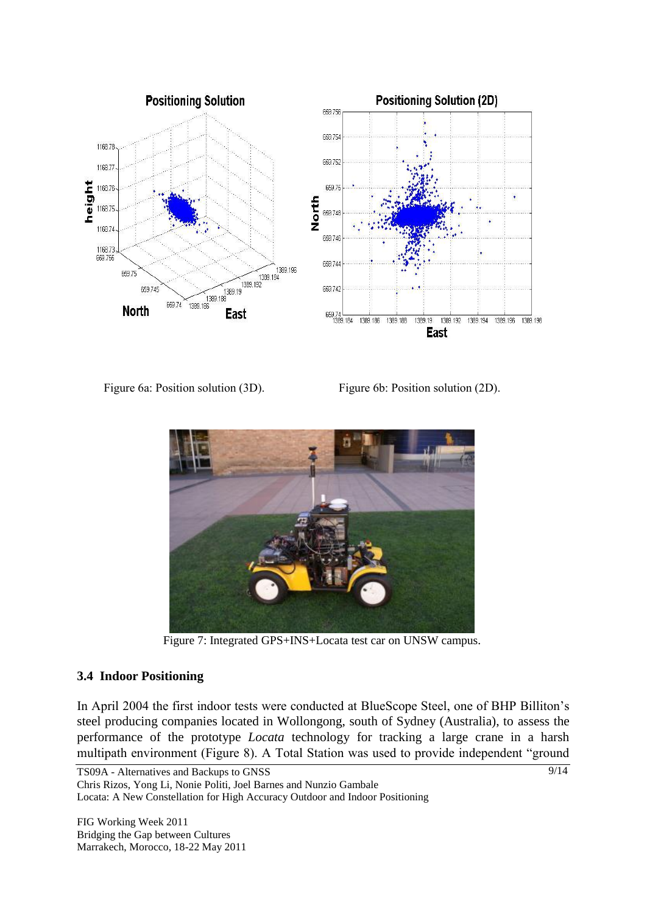Figure 6a: Position solution (3D).

Figure 6b: Position solution (2D).

Figure 7: Integrated GPS+INS+Locata test car on UNSW campus.

### 3.4 Indoor Positioning

In April 2004 the first indoor tests were conducted at BlueScope Steel, one of BHP Billiton's steel producing companies located in Wollongong, south of Sydney (Australia), to assess the performance of the prototype *Locata* technology for tracking a large crane in a harsh multipath environment (Figure 8). A Total Station was used to provide independent "ground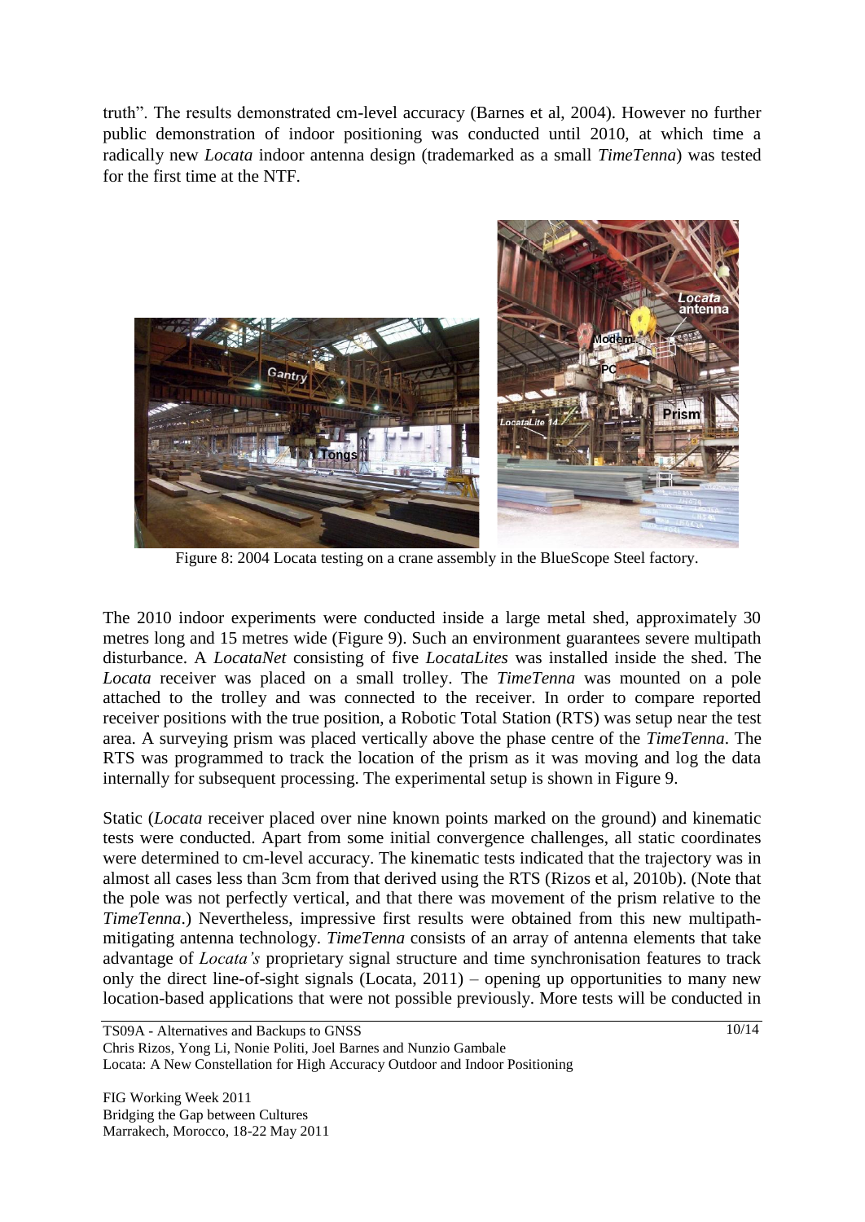truth". The results demonstrated cm-level accuracy (Barnes et al, 2004). However no further public demonstration of indoor positioning was conducted until 2010, at which time a radically new *Locata* indoor antenna design (trademarked as a small *TimeTenna*) was tested for the first time at the NTF.

Figure 8: 2004 Locata testing on a crane assembly in the BlueScope Steel factory.

The 2010 indoor experiments were conducted inside a large metal shed, approximately 30 metres long and 15 metres wide (Figure 9). Such an environment guarantees severe multipath disturbance. A *LocataNet* consisting of five *LocataLites* was installed inside the shed. The *Locata* receiver was placed on a small trolley. The *TimeTenna* was mounted on a pole attached to the trolley and was connected to the receiver. In order to compare reported receiver positions with the true position, a Robotic Total Station (RTS) was setup near the test area. A surveying prism was placed vertically above the phase centre of the *TimeTenna*. The RTS was programmed to track the location of the prism as it was moving and log the data internally for subsequent processing. The experimental setup is shown in Figure 9.

Static (*Locata* receiver placed over nine known points marked on the ground) and kinematic tests were conducted. Apart from some initial convergence challenges, all static coordinates were determined to cm-level accuracy. The kinematic tests indicated that the trajectory was in almost all cases less than 3cm from that derived using the RTS (Rizos et al, 2010b). (Note that the pole was not perfectly vertical, and that there was movement of the prism relative to the *TimeTenna*.) Nevertheless, impressive first results were obtained from this new multipath-mitigating antenna technology. *TimeTenna* consists of an array of antenna elements that take advantage of *Locata's* proprietary signal structure and time synchronisation features to track only the direct line-of-sight signals (Locata, 2011) – opening up opportunities to many new location-based applications that were not possible previously. More tests will be conducted in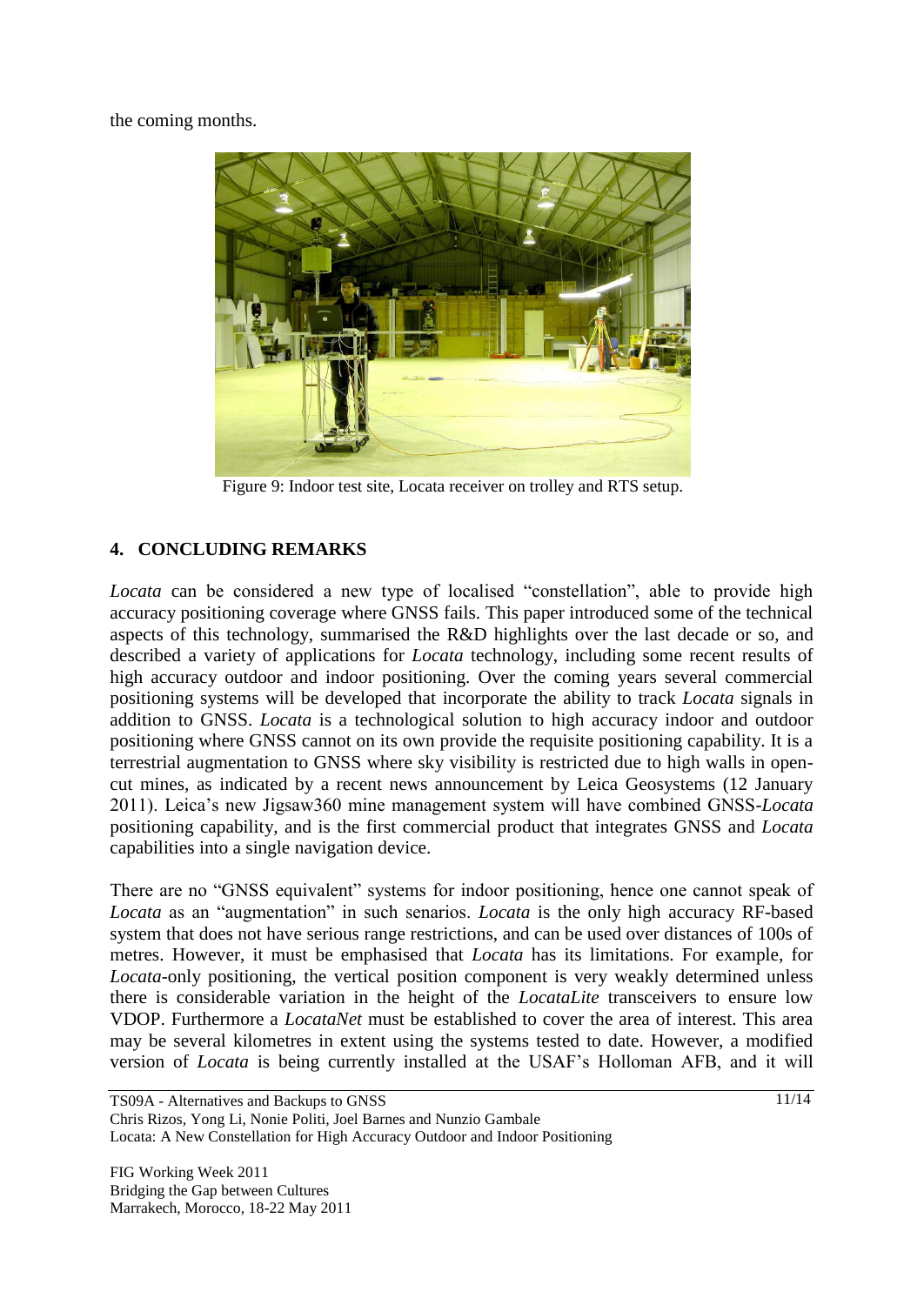the coming months.

Figure 9: Indoor test site, Locata receiver on trolley and RTS setup.

## 4. CONCLUDING REMARKS

*Locata* can be considered a new type of localised "constellation", able to provide high accuracy positioning coverage where GNSS fails. This paper introduced some of the technical aspects of this technology, summarised the R&D highlights over the last decade or so, and described a variety of applications for *Locata* technology, including some recent results of high accuracy outdoor and indoor positioning. Over the coming years several commercial positioning systems will be developed that incorporate the ability to track *Locata* signals in addition to GNSS. *Locata* is a technological solution to high accuracy indoor and outdoor positioning where GNSS cannot on its own provide the requisite positioning capability. It is a terrestrial augmentation to GNSS where sky visibility is restricted due to high walls in open-cut mines, as indicated by a recent news announcement by Leica Geosystems (12 January 2011). Leica's new Jigsaw360 mine management system will have combined GNSS-*Locata* positioning capability, and is the first commercial product that integrates GNSS and *Locata* capabilities into a single navigation device.

There are no "GNSS equivalent" systems for indoor positioning, hence one cannot speak of *Locata* as an "augmentation" in such senarios. *Locata* is the only high accuracy RF-based system that does not have serious range restrictions, and can be used over distances of 100s of metres. However, it must be emphasised that *Locata* has its limitations. For example, for *Locata*-only positioning, the vertical position component is very weakly determined unless there is considerable variation in the height of the *LocataLite* transceivers to ensure low VDOP. Furthermore a *LocataNet* must be established to cover the area of interest. This area may be several kilometres in extent using the systems tested to date. However, a modified version of *Locata* is being currently installed at the USAF's Holloman AFB, and it will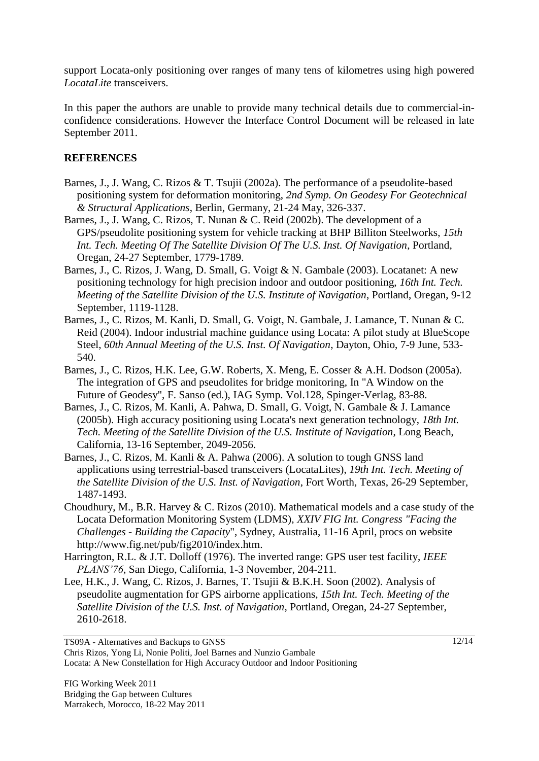support Locata-only positioning over ranges of many tens of kilometres using high powered *LocataLite* transceivers.

In this paper the authors are unable to provide many technical details due to commercial-in-confidence considerations. However the Interface Control Document will be released in late September 2011.

## REFERENCES

Barnes, J., J. Wang, C. Rizos & T. Tsujii (2002a). The performance of a pseudolite-based positioning system for deformation monitoring, *2nd Symp. On Geodesy For Geotechnical & Structural Applications*, Berlin, Germany, 21-24 May, 326-337.

Barnes, J., J. Wang, C. Rizos, T. Nunan & C. Reid (2002b). The development of a GPS/pseudolite positioning system for vehicle tracking at BHP Billiton Steelworks, *15th Int. Tech. Meeting Of The Satellite Division Of The U.S. Inst. Of Navigation*, Portland, Oregan, 24-27 September, 1779-1789.

Barnes, J., C. Rizos, J. Wang, D. Small, G. Voigt & N. Gambale (2003). Locatanet: A new positioning technology for high precision indoor and outdoor positioning, *16th Int. Tech. Meeting of the Satellite Division of the U.S. Institute of Navigation*, Portland, Oregan, 9-12 September, 1119-1128.

Barnes, J., C. Rizos, M. Kanli, D. Small, G. Voigt, N. Gambale, J. Lamance, T. Nunan & C. Reid (2004). Indoor industrial machine guidance using Locata: A pilot study at BlueScope Steel, *60th Annual Meeting of the U.S. Inst. Of Navigation*, Dayton, Ohio, 7-9 June, 533-540.

Barnes, J., C. Rizos, H.K. Lee, G.W. Roberts, X. Meng, E. Cosser & A.H. Dodson (2005a). The integration of GPS and pseudolites for bridge monitoring, In "A Window on the Future of Geodesy", F. Sanso (ed.), IAG Symp. Vol.128, Spinger-Verlag, 83-88.

Barnes, J., C. Rizos, M. Kanli, A. Pahwa, D. Small, G. Voigt, N. Gambale & J. Lamance (2005b). High accuracy positioning using Locata's next generation technology, *18th Int. Tech. Meeting of the Satellite Division of the U.S. Institute of Navigation*, Long Beach, California, 13-16 September, 2049-2056.

Barnes, J., C. Rizos, M. Kanli & A. Pahwa (2006). A solution to tough GNSS land applications using terrestrial-based transceivers (LocataLites), *19th Int. Tech. Meeting of the Satellite Division of the U.S. Inst. of Navigation*, Fort Worth, Texas, 26-29 September, 1487-1493.

Choudhury, M., B.R. Harvey & C. Rizos (2010). Mathematical models and a case study of the Locata Deformation Monitoring System (LDMS), *XXIV FIG Int. Congress "Facing the Challenges - Building the Capacity*", Sydney, Australia, 11-16 April, procs on website http://www.fig.net/pub/fig2010/index.htm.

Harrington, R.L. & J.T. Dolloff (1976). The inverted range: GPS user test facility, *IEEE PLANS'76*, San Diego, California, 1-3 November, 204-211.

Lee, H.K., J. Wang, C. Rizos, J. Barnes, T. Tsujii & B.K.H. Soon (2002). Analysis of pseudolite augmentation for GPS airborne applications, *15th Int. Tech. Meeting of the Satellite Division of the U.S. Inst. of Navigation*, Portland, Oregan, 24-27 September, 2610-2618.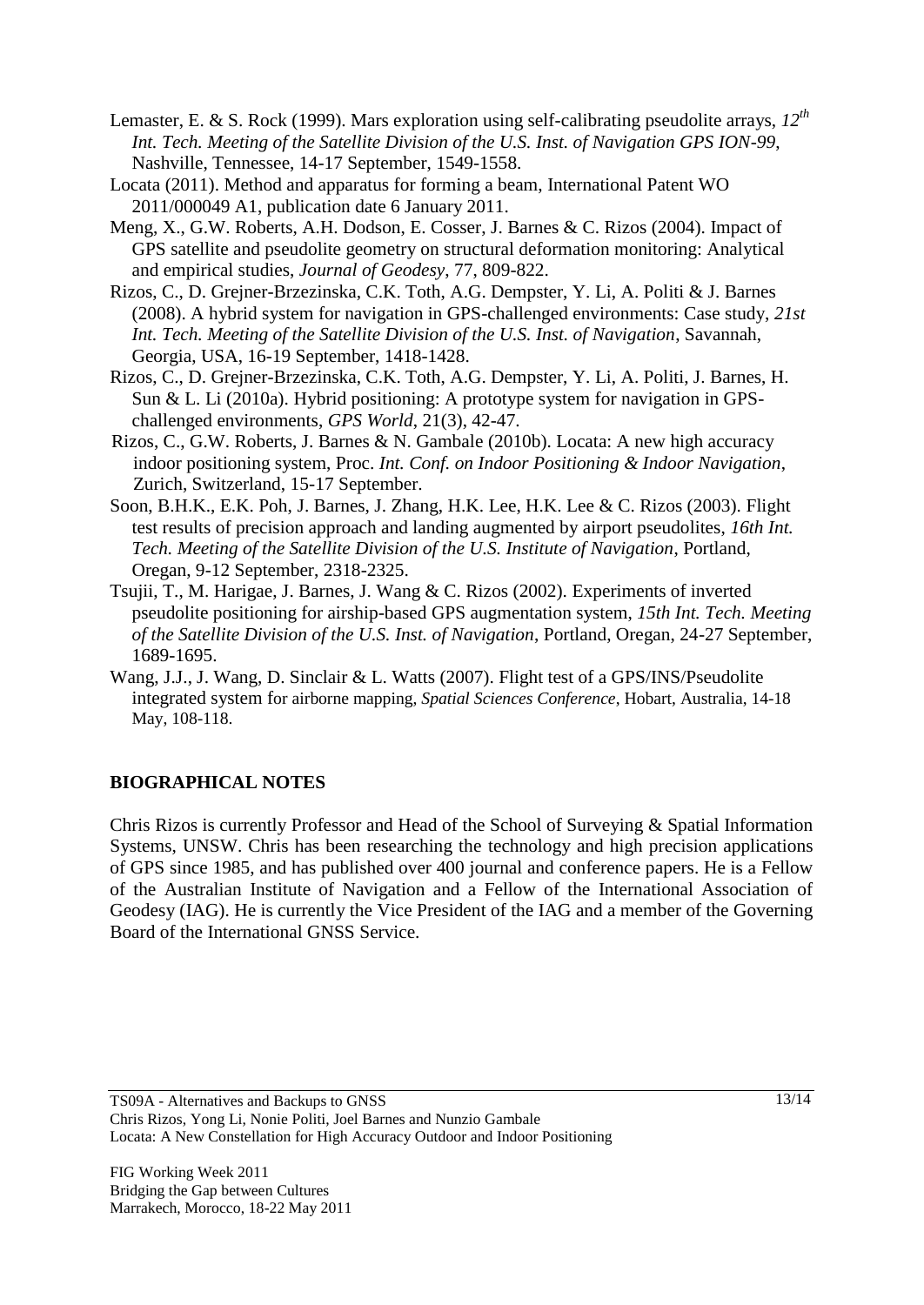Lemaster, E. & S. Rock (1999). Mars exploration using self-calibrating pseudolite arrays, *12th Int. Tech. Meeting of the Satellite Division of the U.S. Inst. of Navigation GPS ION-99*, Nashville, Tennessee, 14-17 September, 1549-1558.

Locata (2011). Method and apparatus for forming a beam, International Patent WO 2011/000049 A1, publication date 6 January 2011.

Meng, X., G.W. Roberts, A.H. Dodson, E. Cosser, J. Barnes & C. Rizos (2004). Impact of GPS satellite and pseudolite geometry on structural deformation monitoring: Analytical and empirical studies, *Journal of Geodesy*, 77, 809-822.

Rizos, C., D. Grejner-Brzezinska, C.K. Toth, A.G. Dempster, Y. Li, A. Politi & J. Barnes (2008). A hybrid system for navigation in GPS-challenged environments: Case study, *21st Int. Tech. Meeting of the Satellite Division of the U.S. Inst. of Navigation*, Savannah, Georgia, USA, 16-19 September, 1418-1428.

Rizos, C., D. Grejner-Brzezinska, C.K. Toth, A.G. Dempster, Y. Li, A. Politi, J. Barnes, H. Sun & L. Li (2010a). Hybrid positioning: A prototype system for navigation in GPS-challenged environments, *GPS World*, 21(3), 42-47.

Rizos, C., G.W. Roberts, J. Barnes & N. Gambale (2010b). Locata: A new high accuracy indoor positioning system, Proc. *Int. Conf. on Indoor Positioning & Indoor Navigation*, Zurich, Switzerland, 15-17 September.

Soon, B.H.K., E.K. Poh, J. Barnes, J. Zhang, H.K. Lee, H.K. Lee & C. Rizos (2003). Flight test results of precision approach and landing augmented by airport pseudolites, *16th Int. Tech. Meeting of the Satellite Division of the U.S. Institute of Navigation*, Portland, Oregan, 9-12 September, 2318-2325.

Tsujii, T., M. Harigae, J. Barnes, J. Wang & C. Rizos (2002). Experiments of inverted pseudolite positioning for airship-based GPS augmentation system, *15th Int. Tech. Meeting of the Satellite Division of the U.S. Inst. of Navigation*, Portland, Oregon, 24-27 September, 1689-1695.

Wang, J.J., J. Wang, D. Sinclair & L. Watts (2007). Flight test of a GPS/INS/Pseudolite integrated system for airborne mapping, *Spatial Sciences Conference*, Hobart, Australia, 14-18 May, 108-118.

## BIOGRAPHICAL NOTES

Chris Rizos is currently Professor and Head of the School of Surveying & Spatial Information Systems, UNSW. Chris has been researching the technology and high precision applications of GPS since 1985, and has published over 400 journal and conference papers. He is a Fellow of the Australian Institute of Navigation and a Fellow of the International Association of Geodesy (IAG). He is currently the Vice President of the IAG and a member of the Governing Board of the International GNSS Service.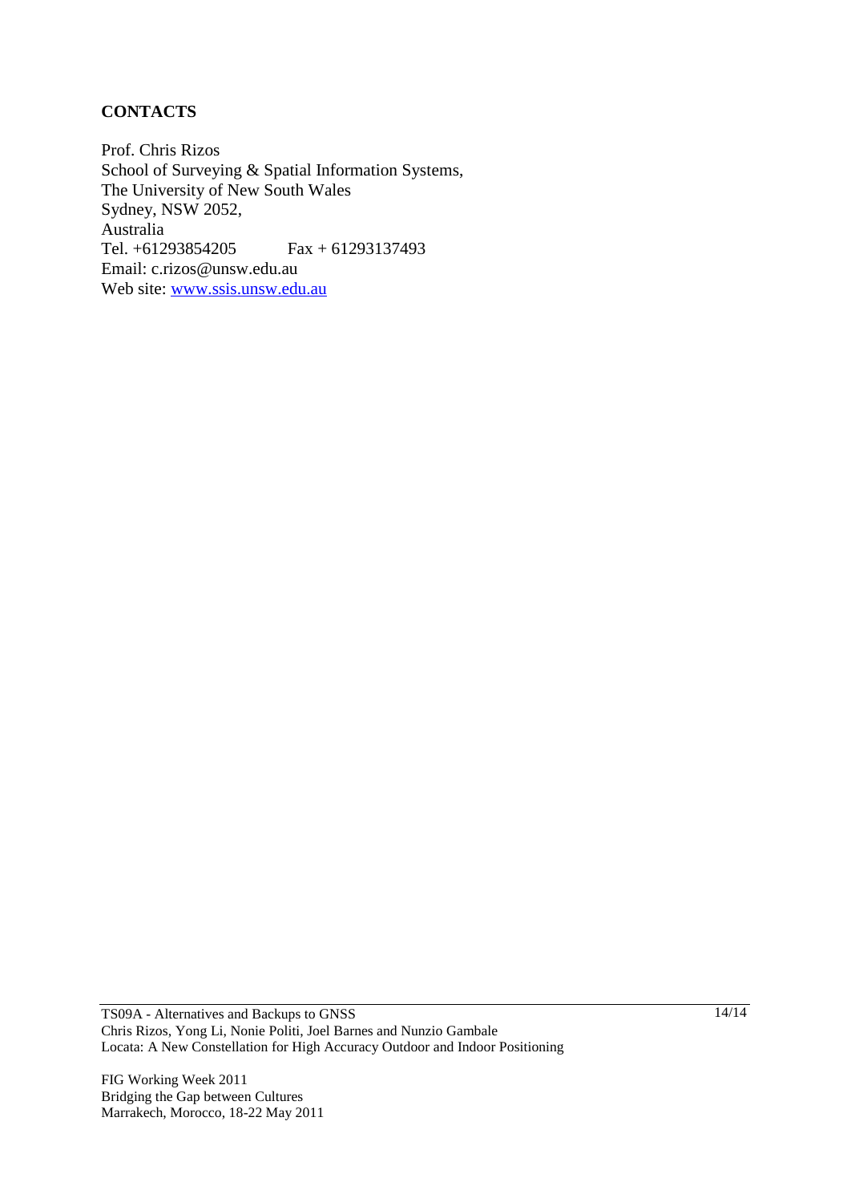**CONTACTS**

Prof. Chris Rizos
School of Surveying & Spatial Information Systems,
The University of New South Wales
Sydney, NSW 2052,
Australia
Tel. +61293854205 Fax + 61293137493
Email: c.rizos@unsw.edu.au
Web site: www.ssis.unsw.edu.au